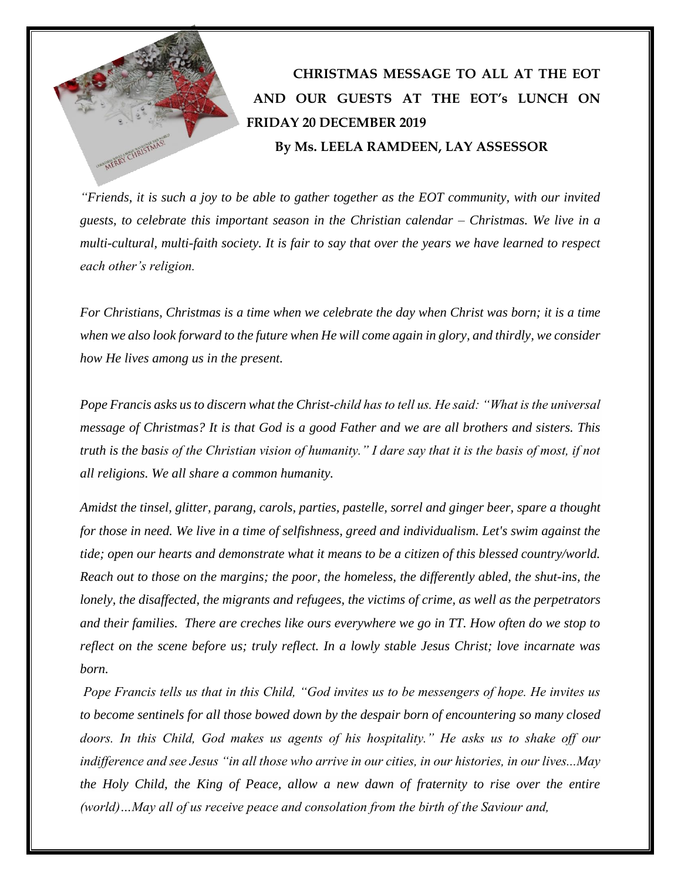**CHRISTMAS MESSAGE TO ALL AT THE EOT AND OUR GUESTS AT THE EOT's LUNCH ON FRIDAY 20 DECEMBER 2019**

**By Ms. LEELA RAMDEEN, LAY ASSESSOR**

*"Friends, it is such a joy to be able to gather together as the EOT community, with our invited guests, to celebrate this important season in the Christian calendar – Christmas. We live in a multi-cultural, multi-faith society. It is fair to say that over the years we have learned to respect each other's religion.*

*For Christians, Christmas is a time when we celebrate the day when Christ was born; it is a time when we also look forward to the future when He will come again in glory, and thirdly, we consider how He lives among us in the present.*

*Pope Francis asks us to discern what the Christ-child has to tell us. He said: "What is the universal message of Christmas? It is that God is a good Father and we are all brothers and sisters. This truth is the basis of the Christian vision of humanity." I dare say that it is the basis of most, if not all religions. We all share a common humanity.*

*Amidst the tinsel, glitter, parang, carols, parties, pastelle, sorrel and ginger beer, spare a thought for those in need. We live in a time of selfishness, greed and individualism. Let's swim against the tide; open our hearts and demonstrate what it means to be a citizen of this blessed country/world. Reach out to those on the margins; the poor, the homeless, the differently abled, the shut-ins, the lonely, the disaffected, the migrants and refugees, the victims of crime, as well as the perpetrators and their families. There are creches like ours everywhere we go in TT. How often do we stop to reflect on the scene before us; truly reflect. In a lowly stable Jesus Christ; love incarnate was born.*

*Pope Francis tells us that in this Child, "God invites us to be messengers of hope. He invites us to become sentinels for all those bowed down by the despair born of encountering so many closed doors. In this Child, God makes us agents of his hospitality." He asks us to shake off our indifference and see Jesus "in all those who arrive in our cities, in our histories, in our lives...May the Holy Child, the King of Peace, allow a new dawn of fraternity to rise over the entire (world)…May all of us receive peace and consolation from the birth of the Saviour and,*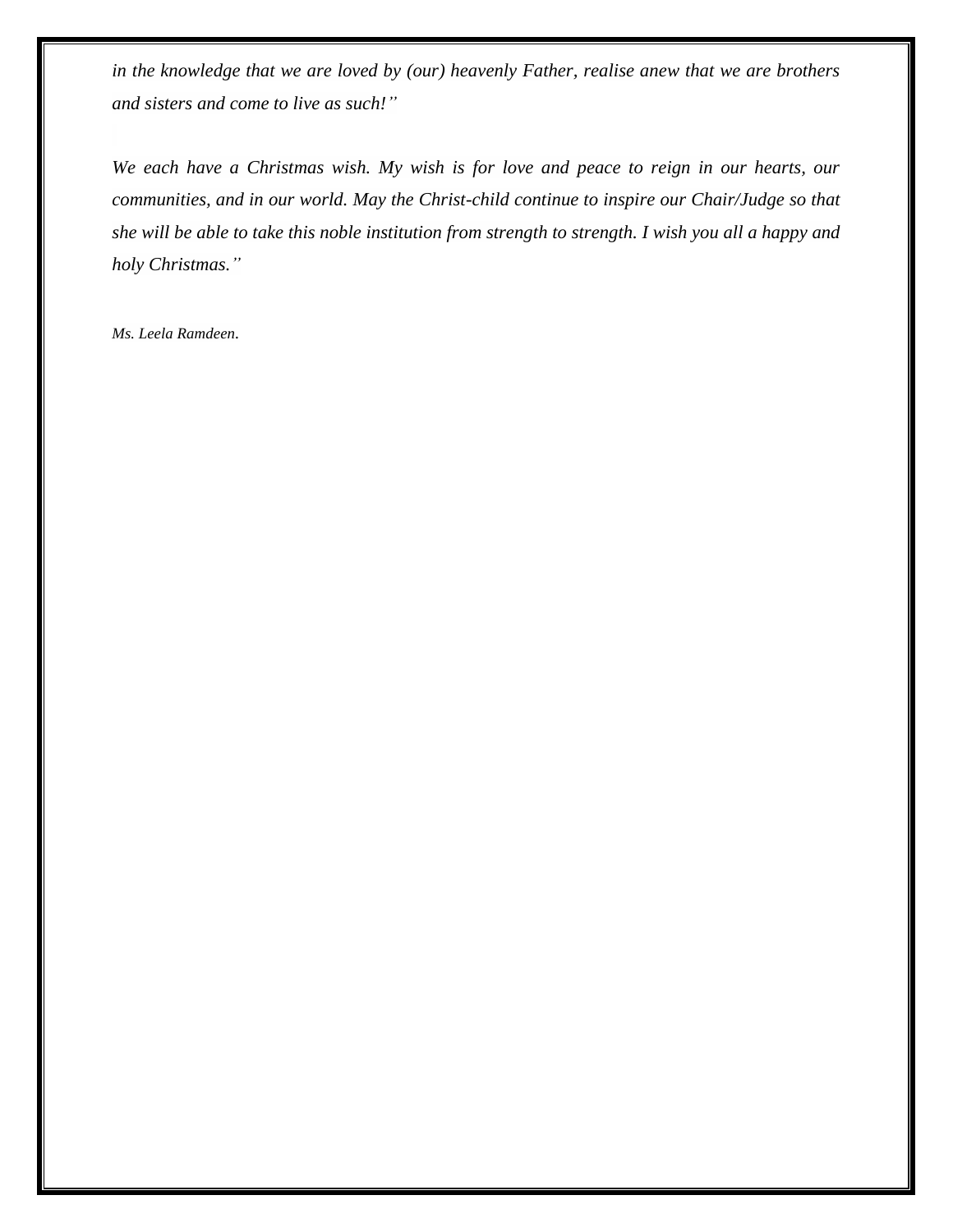*in the knowledge that we are loved by (our) heavenly Father, realise anew that we are brothers and sisters and come to live as such!"*

*We each have a Christmas wish. My wish is for love and peace to reign in our hearts, our communities, and in our world. May the Christ-child continue to inspire our Chair/Judge so that she will be able to take this noble institution from strength to strength. I wish you all a happy and holy Christmas."*

*Ms. Leela Ramdeen.*